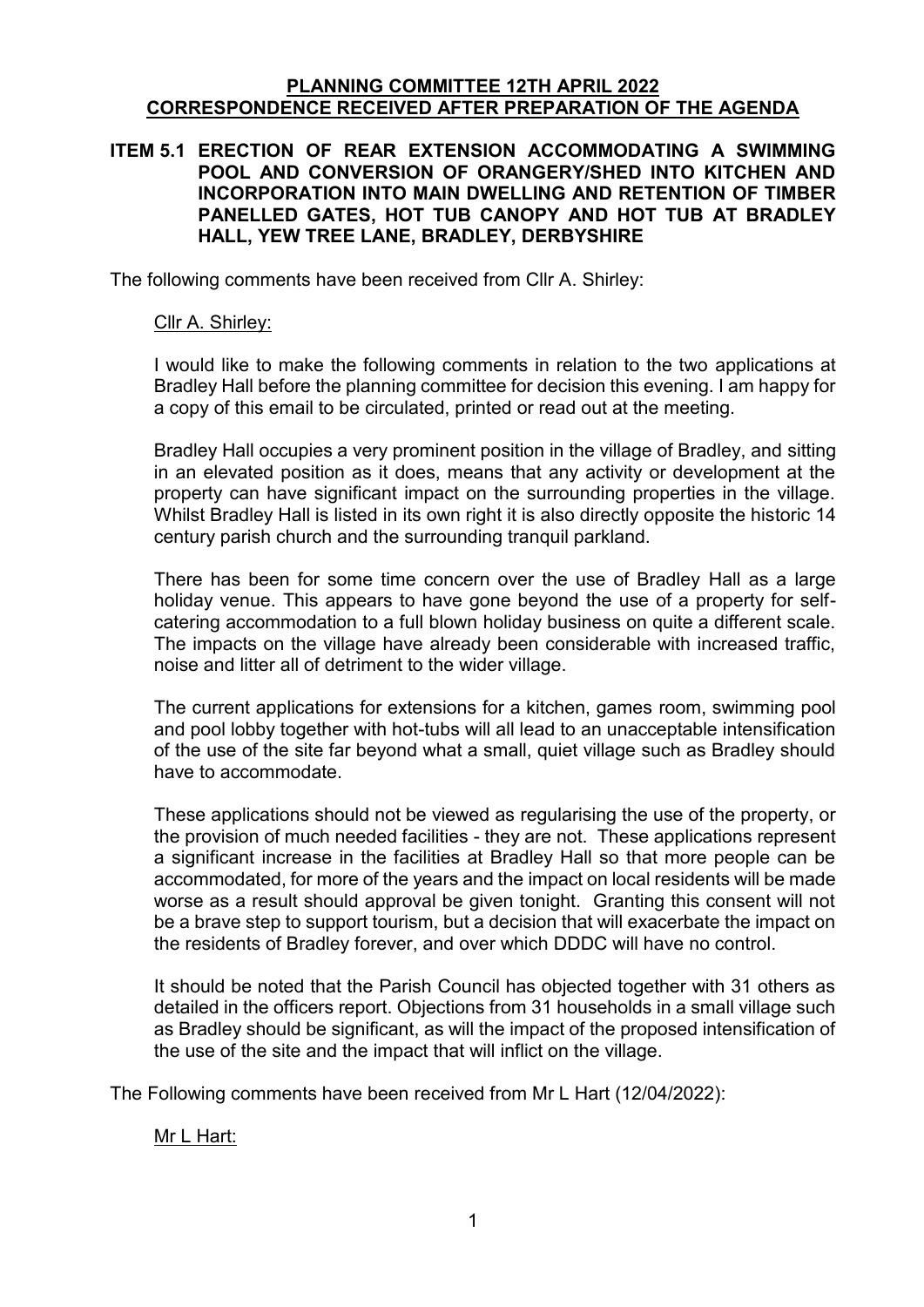**PLANNING COMMITTEE 12TH APRIL 2022**
**CORRESPONDENCE RECEIVED AFTER PREPARATION OF THE AGENDA**

**ITEM 5.1 ERECTION OF REAR EXTENSION ACCOMMODATING A SWIMMING POOL AND CONVERSION OF ORANGERY/SHED INTO KITCHEN AND INCORPORATION INTO MAIN DWELLING AND RETENTION OF TIMBER PANELLED GATES, HOT TUB CANOPY AND HOT TUB AT BRADLEY HALL, YEW TREE LANE, BRADLEY, DERBYSHIRE**

The following comments have been received from Cllr A. Shirley:

Cllr A. Shirley:

I would like to make the following comments in relation to the two applications at Bradley Hall before the planning committee for decision this evening. I am happy for a copy of this email to be circulated, printed or read out at the meeting.

Bradley Hall occupies a very prominent position in the village of Bradley, and sitting in an elevated position as it does, means that any activity or development at the property can have significant impact on the surrounding properties in the village. Whilst Bradley Hall is listed in its own right it is also directly opposite the historic 14 century parish church and the surrounding tranquil parkland.

There has been for some time concern over the use of Bradley Hall as a large holiday venue. This appears to have gone beyond the use of a property for self-catering accommodation to a full blown holiday business on quite a different scale. The impacts on the village have already been considerable with increased traffic, noise and litter all of detriment to the wider village.

The current applications for extensions for a kitchen, games room, swimming pool and pool lobby together with hot-tubs will all lead to an unacceptable intensification of the use of the site far beyond what a small, quiet village such as Bradley should have to accommodate.

These applications should not be viewed as regularising the use of the property, or the provision of much needed facilities - they are not. These applications represent a significant increase in the facilities at Bradley Hall so that more people can be accommodated, for more of the years and the impact on local residents will be made worse as a result should approval be given tonight. Granting this consent will not be a brave step to support tourism, but a decision that will exacerbate the impact on the residents of Bradley forever, and over which DDDC will have no control.

It should be noted that the Parish Council has objected together with 31 others as detailed in the officers report. Objections from 31 households in a small village such as Bradley should be significant, as will the impact of the proposed intensification of the use of the site and the impact that will inflict on the village.

The Following comments have been received from Mr L Hart (12/04/2022):

Mr L Hart: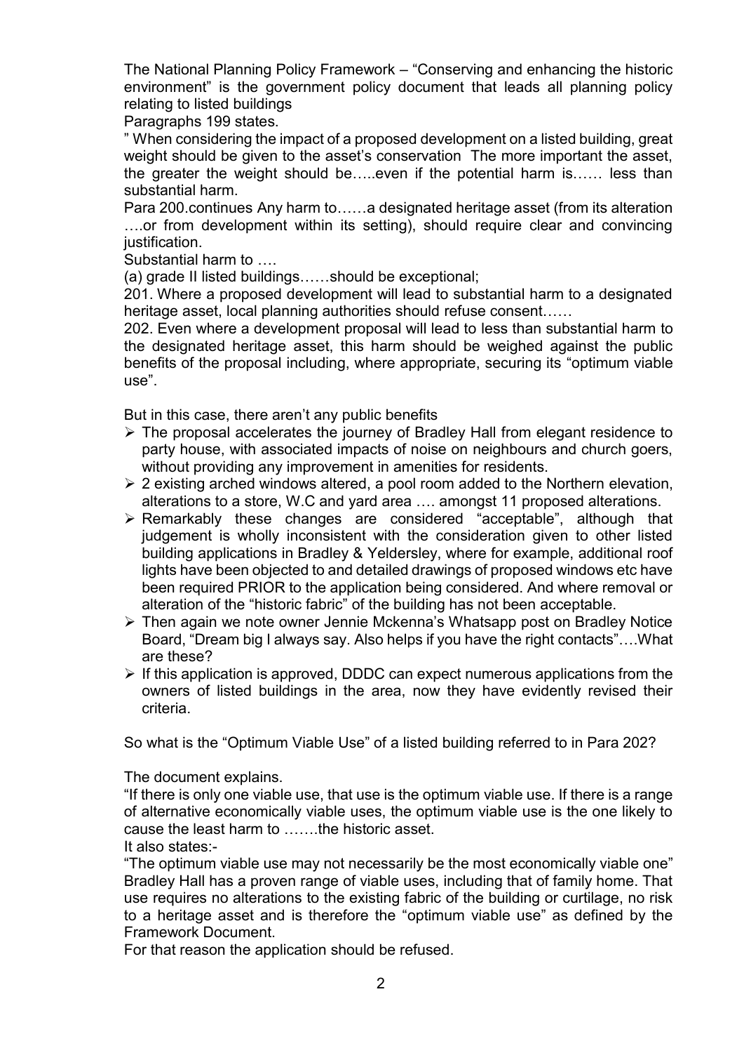The National Planning Policy Framework – "Conserving and enhancing the historic environment" is the government policy document that leads all planning policy relating to listed buildings

Paragraphs 199 states.

" When considering the impact of a proposed development on a listed building, great weight should be given to the asset's conservation The more important the asset, the greater the weight should be…..even if the potential harm is…… less than substantial harm.

Para 200.continues Any harm to……a designated heritage asset (from its alteration ….or from development within its setting), should require clear and convincing justification.

Substantial harm to ….

(a) grade II listed buildings……should be exceptional;

201. Where a proposed development will lead to substantial harm to a designated heritage asset, local planning authorities should refuse consent……

202. Even where a development proposal will lead to less than substantial harm to the designated heritage asset, this harm should be weighed against the public benefits of the proposal including, where appropriate, securing its "optimum viable use".

But in this case, there aren't any public benefits

- The proposal accelerates the journey of Bradley Hall from elegant residence to party house, with associated impacts of noise on neighbours and church goers, without providing any improvement in amenities for residents.
- 2 existing arched windows altered, a pool room added to the Northern elevation, alterations to a store, W.C and yard area …. amongst 11 proposed alterations.
- Remarkably these changes are considered "acceptable", although that judgement is wholly inconsistent with the consideration given to other listed building applications in Bradley & Yeldersley, where for example, additional roof lights have been objected to and detailed drawings of proposed windows etc have been required PRIOR to the application being considered. And where removal or alteration of the "historic fabric" of the building has not been acceptable.
- Then again we note owner Jennie Mckenna's Whatsapp post on Bradley Notice Board, "Dream big I always say. Also helps if you have the right contacts"….What are these?
- If this application is approved, DDDC can expect numerous applications from the owners of listed buildings in the area, now they have evidently revised their criteria.

So what is the "Optimum Viable Use" of a listed building referred to in Para 202?

The document explains.

"If there is only one viable use, that use is the optimum viable use. If there is a range of alternative economically viable uses, the optimum viable use is the one likely to cause the least harm to …….the historic asset.

It also states:-

"The optimum viable use may not necessarily be the most economically viable one"

Bradley Hall has a proven range of viable uses, including that of family home. That use requires no alterations to the existing fabric of the building or curtilage, no risk to a heritage asset and is therefore the "optimum viable use" as defined by the Framework Document.

For that reason the application should be refused.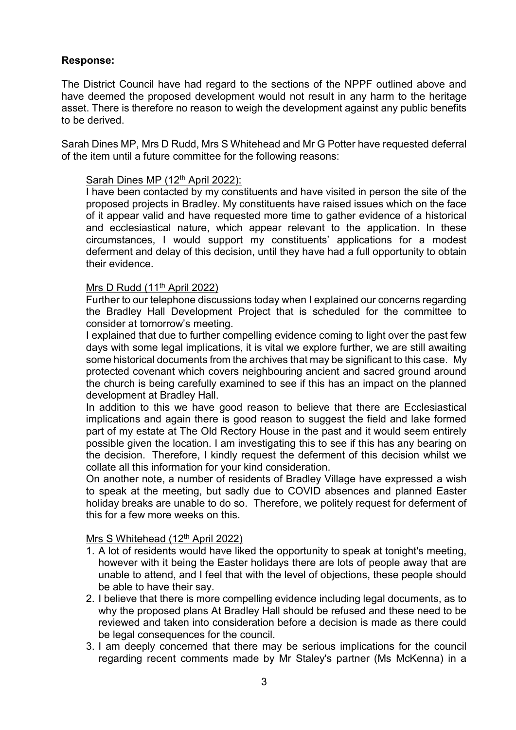**Response:**

The District Council have had regard to the sections of the NPPF outlined above and have deemed the proposed development would not result in any harm to the heritage asset. There is therefore no reason to weigh the development against any public benefits to be derived.

Sarah Dines MP, Mrs D Rudd, Mrs S Whitehead and Mr G Potter have requested deferral of the item until a future committee for the following reasons:

Sarah Dines MP (12th April 2022):

I have been contacted by my constituents and have visited in person the site of the proposed projects in Bradley. My constituents have raised issues which on the face of it appear valid and have requested more time to gather evidence of a historical and ecclesiastical nature, which appear relevant to the application. In these circumstances, I would support my constituents' applications for a modest deferment and delay of this decision, until they have had a full opportunity to obtain their evidence.

Mrs D Rudd (11th April 2022)

Further to our telephone discussions today when I explained our concerns regarding the Bradley Hall Development Project that is scheduled for the committee to consider at tomorrow's meeting.

I explained that due to further compelling evidence coming to light over the past few days with some legal implications, it is vital we explore further, we are still awaiting some historical documents from the archives that may be significant to this case. My protected covenant which covers neighbouring ancient and sacred ground around the church is being carefully examined to see if this has an impact on the planned development at Bradley Hall.

In addition to this we have good reason to believe that there are Ecclesiastical implications and again there is good reason to suggest the field and lake formed part of my estate at The Old Rectory House in the past and it would seem entirely possible given the location. I am investigating this to see if this has any bearing on the decision. Therefore, I kindly request the deferment of this decision whilst we collate all this information for your kind consideration.

On another note, a number of residents of Bradley Village have expressed a wish to speak at the meeting, but sadly due to COVID absences and planned Easter holiday breaks are unable to do so. Therefore, we politely request for deferment of this for a few more weeks on this.

Mrs S Whitehead (12th April 2022)

1. A lot of residents would have liked the opportunity to speak at tonight's meeting, however with it being the Easter holidays there are lots of people away that are unable to attend, and I feel that with the level of objections, these people should be able to have their say.
2. I believe that there is more compelling evidence including legal documents, as to why the proposed plans At Bradley Hall should be refused and these need to be reviewed and taken into consideration before a decision is made as there could be legal consequences for the council.
3. I am deeply concerned that there may be serious implications for the council regarding recent comments made by Mr Staley's partner (Ms McKenna) in a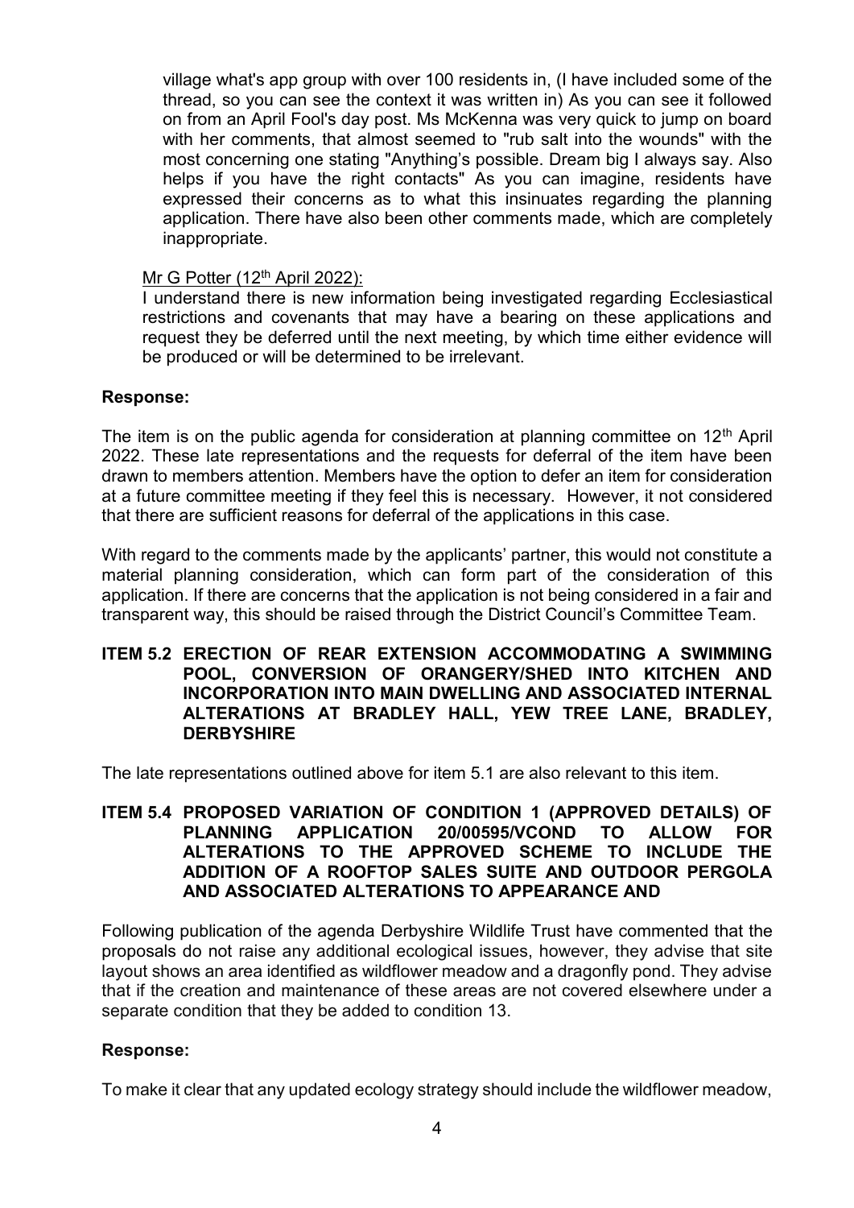village what's app group with over 100 residents in, (I have included some of the thread, so you can see the context it was written in) As you can see it followed on from an April Fool's day post. Ms McKenna was very quick to jump on board with her comments, that almost seemed to "rub salt into the wounds" with the most concerning one stating "Anything's possible. Dream big I always say. Also helps if you have the right contacts" As you can imagine, residents have expressed their concerns as to what this insinuates regarding the planning application. There have also been other comments made, which are completely inappropriate.

Mr G Potter (12th April 2022):

I understand there is new information being investigated regarding Ecclesiastical restrictions and covenants that may have a bearing on these applications and request they be deferred until the next meeting, by which time either evidence will be produced or will be determined to be irrelevant.

**Response:**

The item is on the public agenda for consideration at planning committee on 12th April 2022. These late representations and the requests for deferral of the item have been drawn to members attention. Members have the option to defer an item for consideration at a future committee meeting if they feel this is necessary. However, it not considered that there are sufficient reasons for deferral of the applications in this case.

With regard to the comments made by the applicants' partner, this would not constitute a material planning consideration, which can form part of the consideration of this application. If there are concerns that the application is not being considered in a fair and transparent way, this should be raised through the District Council's Committee Team.

**ITEM 5.2 ERECTION OF REAR EXTENSION ACCOMMODATING A SWIMMING POOL, CONVERSION OF ORANGERY/SHED INTO KITCHEN AND INCORPORATION INTO MAIN DWELLING AND ASSOCIATED INTERNAL ALTERATIONS AT BRADLEY HALL, YEW TREE LANE, BRADLEY, DERBYSHIRE**

The late representations outlined above for item 5.1 are also relevant to this item.

**ITEM 5.4 PROPOSED VARIATION OF CONDITION 1 (APPROVED DETAILS) OF PLANNING APPLICATION 20/00595/VCOND TO ALLOW FOR ALTERATIONS TO THE APPROVED SCHEME TO INCLUDE THE ADDITION OF A ROOFTOP SALES SUITE AND OUTDOOR PERGOLA AND ASSOCIATED ALTERATIONS TO APPEARANCE AND**

Following publication of the agenda Derbyshire Wildlife Trust have commented that the proposals do not raise any additional ecological issues, however, they advise that site layout shows an area identified as wildflower meadow and a dragonfly pond. They advise that if the creation and maintenance of these areas are not covered elsewhere under a separate condition that they be added to condition 13.

**Response:**

To make it clear that any updated ecology strategy should include the wildflower meadow,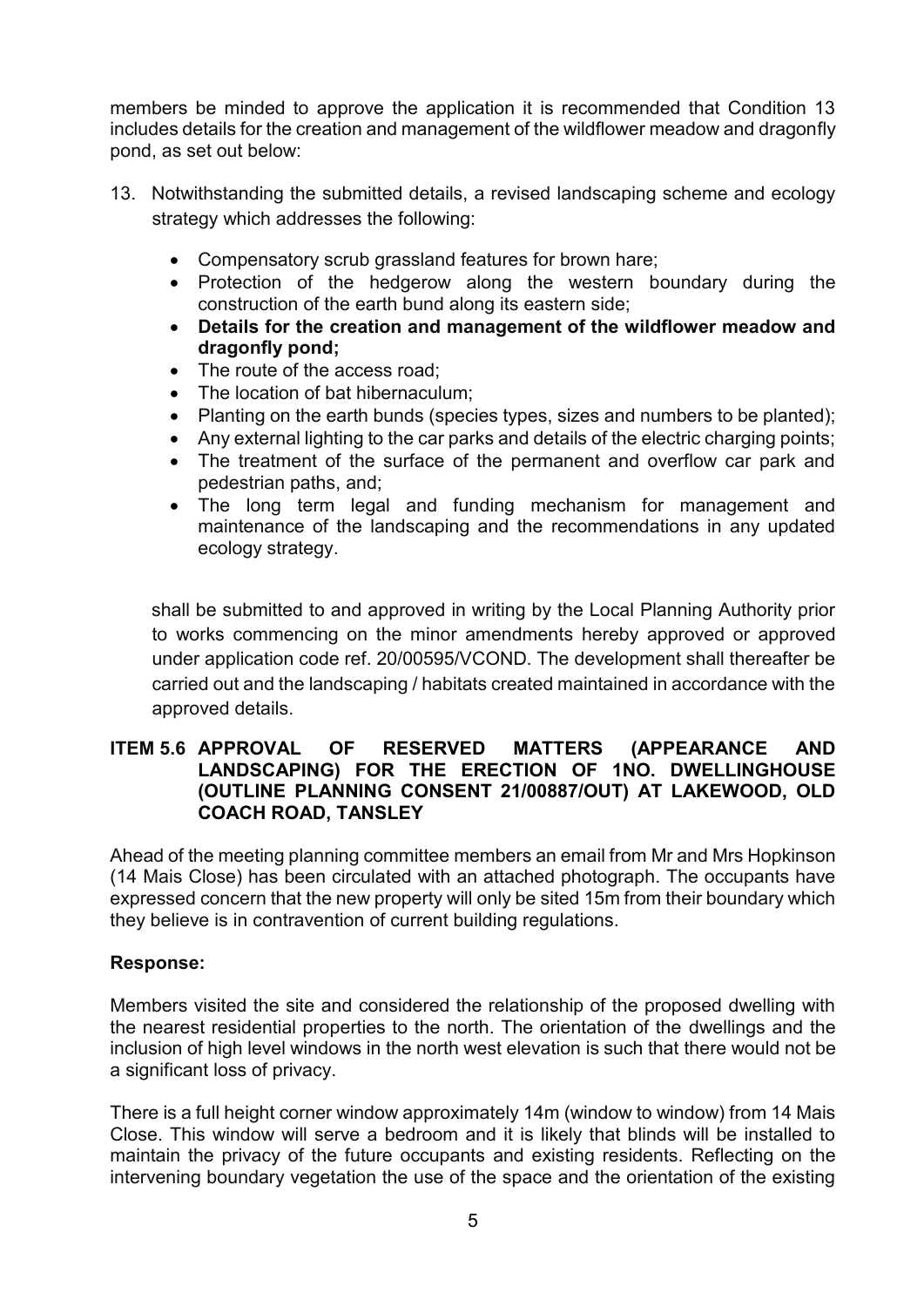members be minded to approve the application it is recommended that Condition 13 includes details for the creation and management of the wildflower meadow and dragonfly pond, as set out below:

13. Notwithstanding the submitted details, a revised landscaping scheme and ecology strategy which addresses the following:

    - Compensatory scrub grassland features for brown hare;
    - Protection of the hedgerow along the western boundary during the construction of the earth bund along its eastern side;
    - **Details for the creation and management of the wildflower meadow and dragonfly pond;**
    - The route of the access road;
    - The location of bat hibernaculum;
    - Planting on the earth bunds (species types, sizes and numbers to be planted);
    - Any external lighting to the car parks and details of the electric charging points;
    - The treatment of the surface of the permanent and overflow car park and pedestrian paths, and;
    - The long term legal and funding mechanism for management and maintenance of the landscaping and the recommendations in any updated ecology strategy.

    shall be submitted to and approved in writing by the Local Planning Authority prior to works commencing on the minor amendments hereby approved or approved under application code ref. 20/00595/VCOND. The development shall thereafter be carried out and the landscaping / habitats created maintained in accordance with the approved details.

## ITEM 5.6 APPROVAL OF RESERVED MATTERS (APPEARANCE AND LANDSCAPING) FOR THE ERECTION OF 1NO. DWELLINGHOUSE (OUTLINE PLANNING CONSENT 21/00887/OUT) AT LAKEWOOD, OLD COACH ROAD, TANSLEY

Ahead of the meeting planning committee members an email from Mr and Mrs Hopkinson (14 Mais Close) has been circulated with an attached photograph. The occupants have expressed concern that the new property will only be sited 15m from their boundary which they believe is in contravention of current building regulations.

**Response:**

Members visited the site and considered the relationship of the proposed dwelling with the nearest residential properties to the north. The orientation of the dwellings and the inclusion of high level windows in the north west elevation is such that there would not be a significant loss of privacy.

There is a full height corner window approximately 14m (window to window) from 14 Mais Close. This window will serve a bedroom and it is likely that blinds will be installed to maintain the privacy of the future occupants and existing residents. Reflecting on the intervening boundary vegetation the use of the space and the orientation of the existing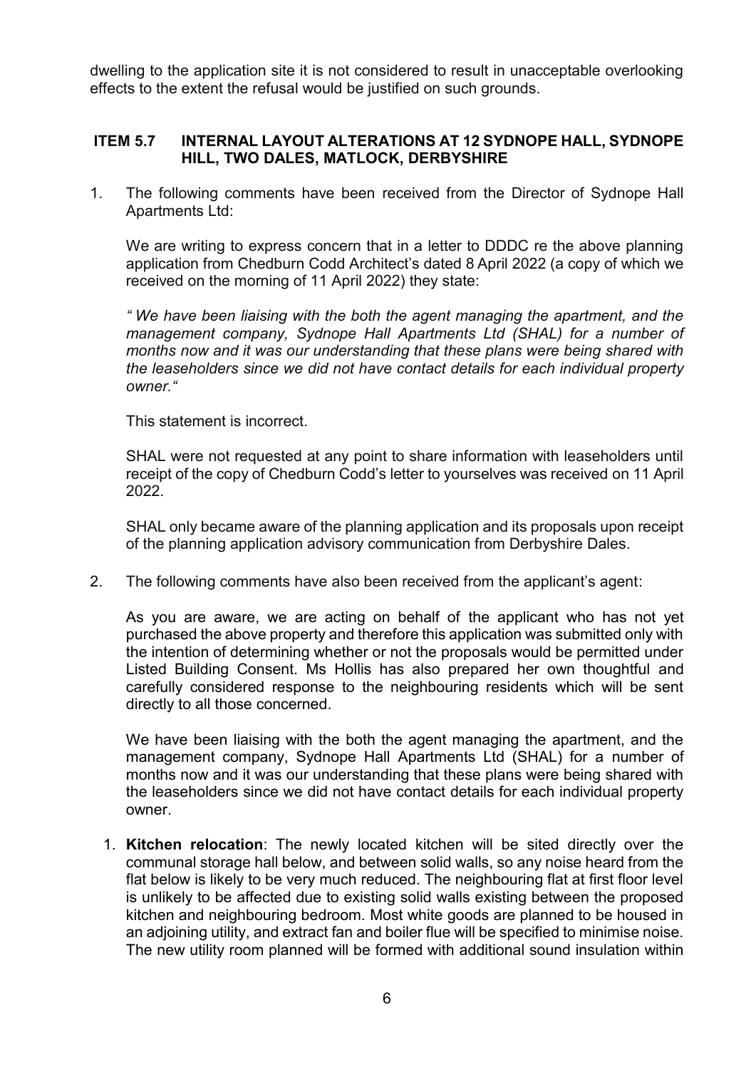dwelling to the application site it is not considered to result in unacceptable overlooking effects to the extent the refusal would be justified on such grounds.

## ITEM 5.7 INTERNAL LAYOUT ALTERATIONS AT 12 SYDNOPE HALL, SYDNOPE HILL, TWO DALES, MATLOCK, DERBYSHIRE

1. The following comments have been received from the Director of Sydnope Hall Apartments Ltd:

   We are writing to express concern that in a letter to DDDC re the above planning application from Chedburn Codd Architect's dated 8 April 2022 (a copy of which we received on the morning of 11 April 2022) they state:

   *" We have been liaising with the both the agent managing the apartment, and the management company, Sydnope Hall Apartments Ltd (SHAL) for a number of months now and it was our understanding that these plans were being shared with the leaseholders since we did not have contact details for each individual property owner."*

   This statement is incorrect.

   SHAL were not requested at any point to share information with leaseholders until receipt of the copy of Chedburn Codd's letter to yourselves was received on 11 April 2022.

   SHAL only became aware of the planning application and its proposals upon receipt of the planning application advisory communication from Derbyshire Dales.

2. The following comments have also been received from the applicant's agent:

   As you are aware, we are acting on behalf of the applicant who has not yet purchased the above property and therefore this application was submitted only with the intention of determining whether or not the proposals would be permitted under Listed Building Consent. Ms Hollis has also prepared her own thoughtful and carefully considered response to the neighbouring residents which will be sent directly to all those concerned.

   We have been liaising with the both the agent managing the apartment, and the management company, Sydnope Hall Apartments Ltd (SHAL) for a number of months now and it was our understanding that these plans were being shared with the leaseholders since we did not have contact details for each individual property owner.

   1. **Kitchen relocation**: The newly located kitchen will be sited directly over the communal storage hall below, and between solid walls, so any noise heard from the flat below is likely to be very much reduced. The neighbouring flat at first floor level is unlikely to be affected due to existing solid walls existing between the proposed kitchen and neighbouring bedroom. Most white goods are planned to be housed in an adjoining utility, and extract fan and boiler flue will be specified to minimise noise. The new utility room planned will be formed with additional sound insulation within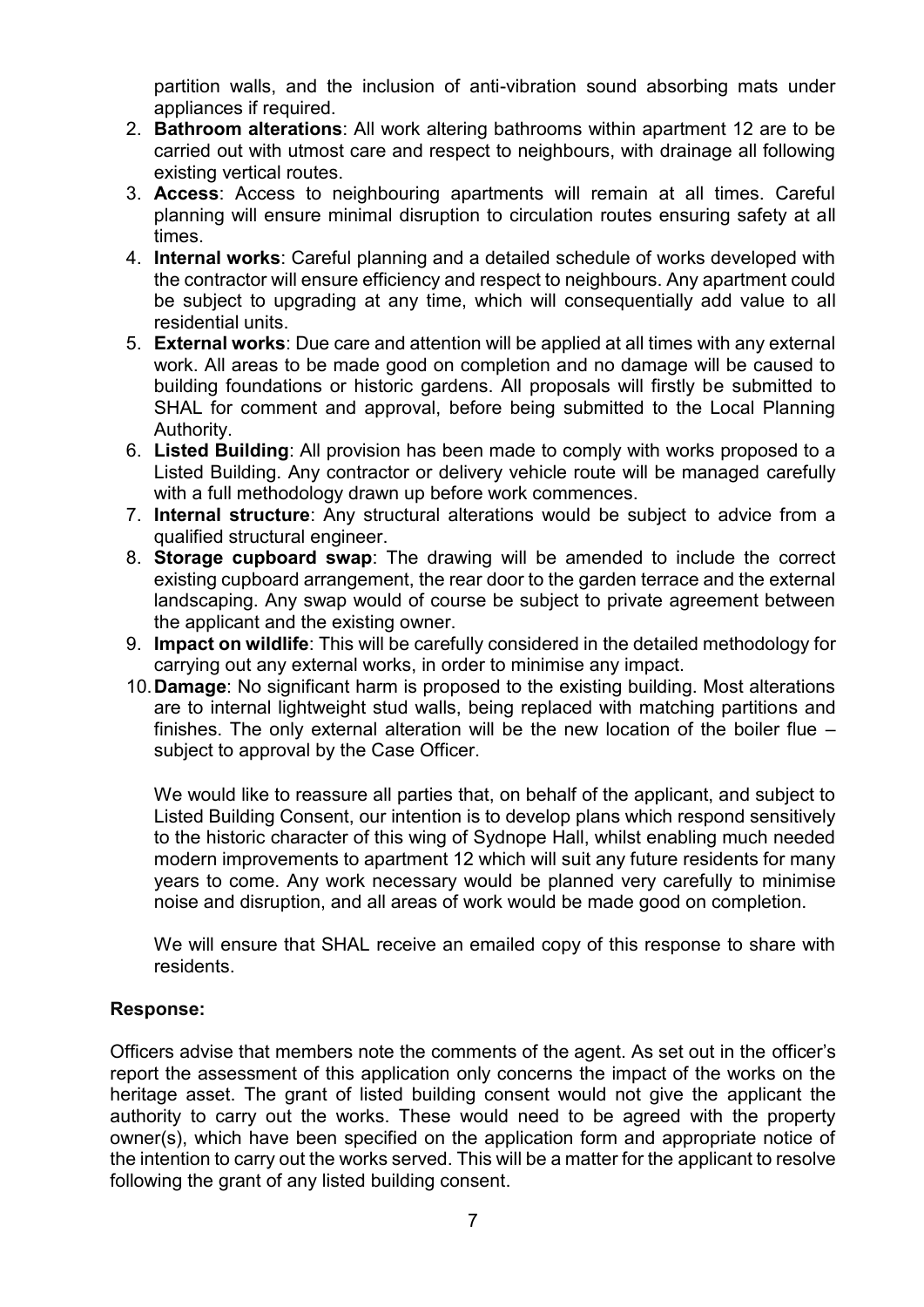partition walls, and the inclusion of anti-vibration sound absorbing mats under appliances if required.

2. **Bathroom alterations**: All work altering bathrooms within apartment 12 are to be carried out with utmost care and respect to neighbours, with drainage all following existing vertical routes.
3. **Access**: Access to neighbouring apartments will remain at all times. Careful planning will ensure minimal disruption to circulation routes ensuring safety at all times.
4. **Internal works**: Careful planning and a detailed schedule of works developed with the contractor will ensure efficiency and respect to neighbours. Any apartment could be subject to upgrading at any time, which will consequentially add value to all residential units.
5. **External works**: Due care and attention will be applied at all times with any external work. All areas to be made good on completion and no damage will be caused to building foundations or historic gardens. All proposals will firstly be submitted to SHAL for comment and approval, before being submitted to the Local Planning Authority.
6. **Listed Building**: All provision has been made to comply with works proposed to a Listed Building. Any contractor or delivery vehicle route will be managed carefully with a full methodology drawn up before work commences.
7. **Internal structure**: Any structural alterations would be subject to advice from a qualified structural engineer.
8. **Storage cupboard swap**: The drawing will be amended to include the correct existing cupboard arrangement, the rear door to the garden terrace and the external landscaping. Any swap would of course be subject to private agreement between the applicant and the existing owner.
9. **Impact on wildlife**: This will be carefully considered in the detailed methodology for carrying out any external works, in order to minimise any impact.
10. **Damage**: No significant harm is proposed to the existing building. Most alterations are to internal lightweight stud walls, being replaced with matching partitions and finishes. The only external alteration will be the new location of the boiler flue – subject to approval by the Case Officer.

We would like to reassure all parties that, on behalf of the applicant, and subject to Listed Building Consent, our intention is to develop plans which respond sensitively to the historic character of this wing of Sydnope Hall, whilst enabling much needed modern improvements to apartment 12 which will suit any future residents for many years to come. Any work necessary would be planned very carefully to minimise noise and disruption, and all areas of work would be made good on completion.

We will ensure that SHAL receive an emailed copy of this response to share with residents.

**Response:**

Officers advise that members note the comments of the agent. As set out in the officer's report the assessment of this application only concerns the impact of the works on the heritage asset. The grant of listed building consent would not give the applicant the authority to carry out the works. These would need to be agreed with the property owner(s), which have been specified on the application form and appropriate notice of the intention to carry out the works served. This will be a matter for the applicant to resolve following the grant of any listed building consent.